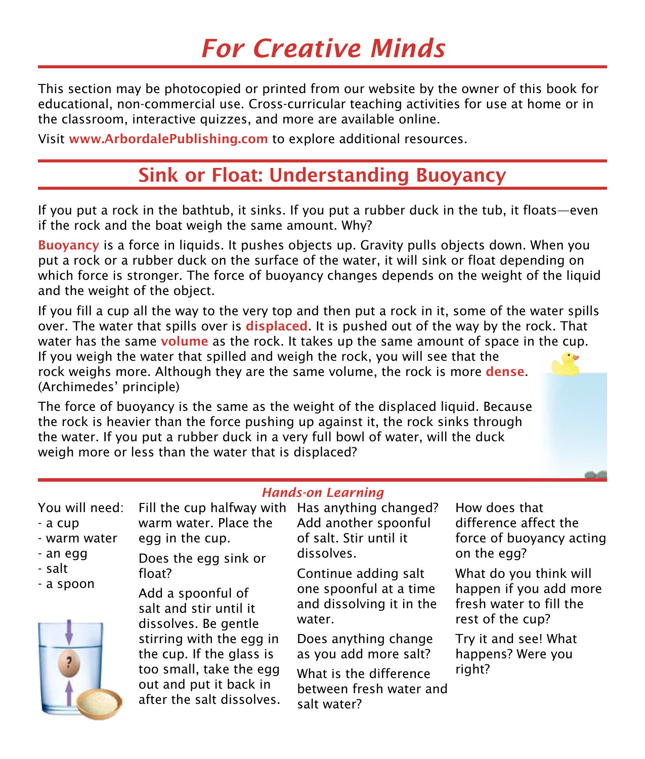# For Creative Minds

This section may be photocopied or printed from our website by the owner of this book for educational, non-commercial use. Cross-curricular teaching activities for use at home or in the classroom, interactive quizzes, and more are available online.

Visit **www.ArbordalePublishing.com** to explore additional resources.

## Sink or Float: Understanding Buoyancy

If you put a rock in the bathtub, it sinks. If you put a rubber duck in the tub, it floats—even if the rock and the boat weigh the same amount. Why?

**Buoyancy** is a force in liquids. It pushes objects up. Gravity pulls objects down. When you put a rock or a rubber duck on the surface of the water, it will sink or float depending on which force is stronger. The force of buoyancy changes depends on the weight of the liquid and the weight of the object.

If you fill a cup all the way to the very top and then put a rock in it, some of the water spills over. The water that spills over is **displaced**. It is pushed out of the way by the rock. That water has the same **volume** as the rock. It takes up the same amount of space in the cup. If you weigh the water that spilled and weigh the rock, you will see that the rock weighs more. Although they are the same volume, the rock is more **dense**. (Archimedes' principle)

The force of buoyancy is the same as the weight of the displaced liquid. Because the rock is heavier than the force pushing up against it, the rock sinks through the water. If you put a rubber duck in a very full bowl of water, will the duck weigh more or less than the water that is displaced?

### *Hands-on Learning*

You will need:
- a cup
- warm water
- an egg
- salt
- a spoon

Fill the cup halfway with warm water. Place the egg in the cup.

Does the egg sink or float?

Add a spoonful of salt and stir until it dissolves. Be gentle stirring with the egg in the cup. If the glass is too small, take the egg out and put it back in after the salt dissolves.

Has anything changed? Add another spoonful of salt. Stir until it dissolves.

Continue adding salt one spoonful at a time and dissolving it in the water.

Does anything change as you add more salt?

What is the difference between fresh water and salt water?

How does that difference affect the force of buoyancy acting on the egg?

What do you think will happen if you add more fresh water to fill the rest of the cup?

Try it and see! What happens? Were you right?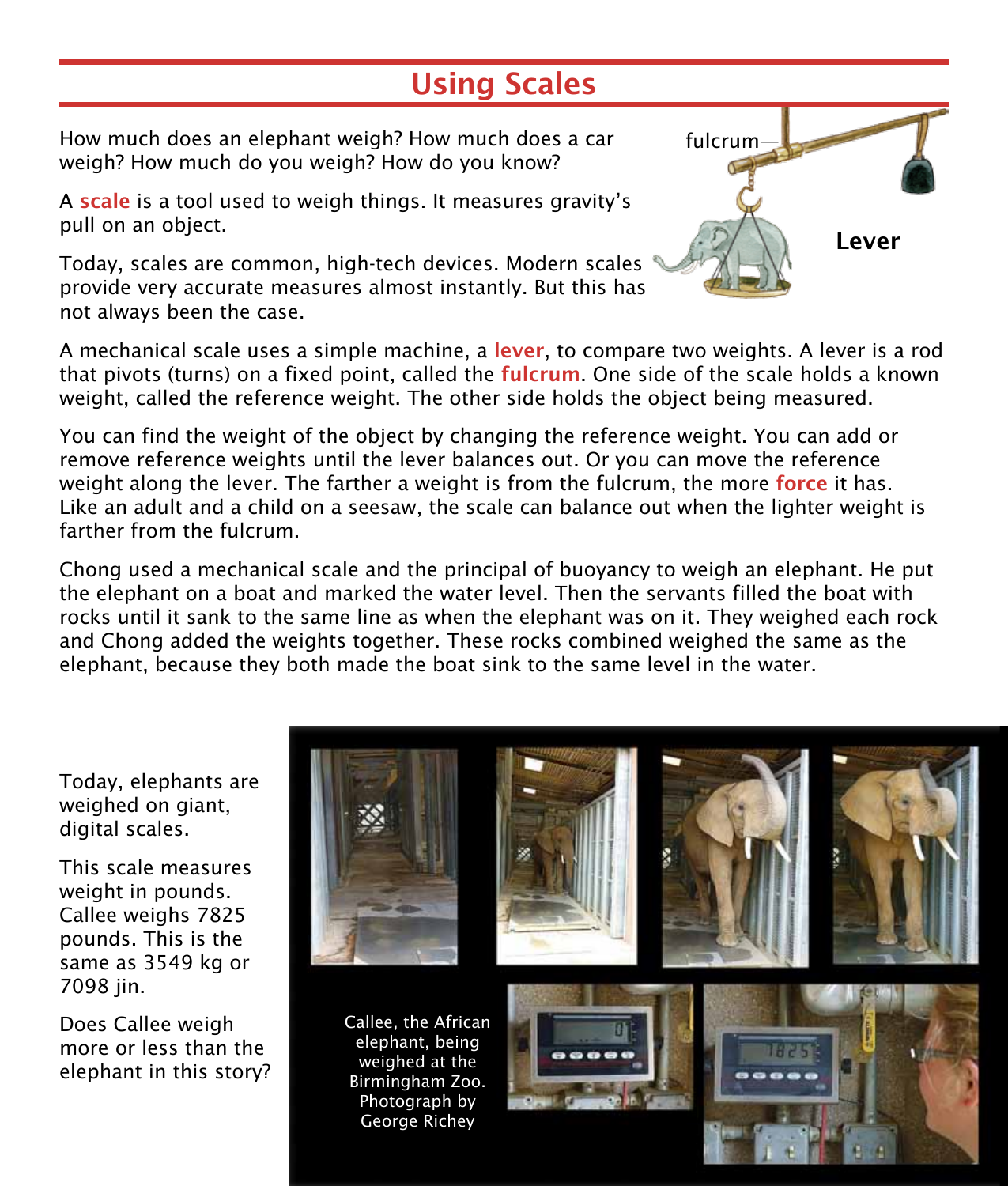# Using Scales

How much does an elephant weigh? How much does a car weigh? How much do you weigh? How do you know?

A **scale** is a tool used to weigh things. It measures gravity's pull on an object.

Today, scales are common, high-tech devices. Modern scales provide very accurate measures almost instantly. But this has not always been the case.

fulcrum

**Lever**

A mechanical scale uses a simple machine, a **lever**, to compare two weights. A lever is a rod that pivots (turns) on a fixed point, called the **fulcrum**. One side of the scale holds a known weight, called the reference weight. The other side holds the object being measured.

You can find the weight of the object by changing the reference weight. You can add or remove reference weights until the lever balances out. Or you can move the reference weight along the lever. The farther a weight is from the fulcrum, the more **force** it has. Like an adult and a child on a seesaw, the scale can balance out when the lighter weight is farther from the fulcrum.

Chong used a mechanical scale and the principal of buoyancy to weigh an elephant. He put the elephant on a boat and marked the water level. Then the servants filled the boat with rocks until it sank to the same line as when the elephant was on it. They weighed each rock and Chong added the weights together. These rocks combined weighed the same as the elephant, because they both made the boat sink to the same level in the water.

Today, elephants are weighed on giant, digital scales.

This scale measures weight in pounds. Callee weighs 7825 pounds. This is the same as 3549 kg or 7098 jin.

Does Callee weigh more or less than the elephant in this story?

Callee, the African elephant, being weighed at the Birmingham Zoo. Photograph by George Richey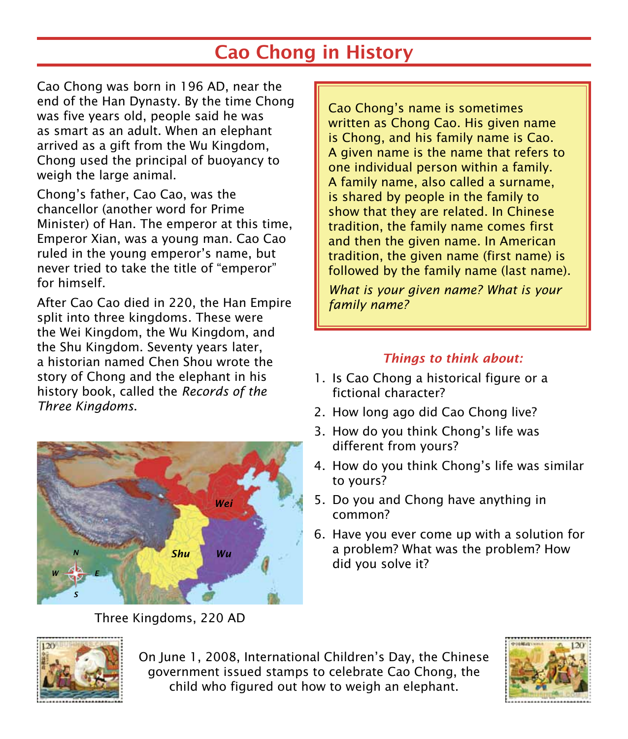# Cao Chong in History

Cao Chong was born in 196 AD, near the end of the Han Dynasty. By the time Chong was five years old, people said he was as smart as an adult. When an elephant arrived as a gift from the Wu Kingdom, Chong used the principal of buoyancy to weigh the large animal.

Chong's father, Cao Cao, was the chancellor (another word for Prime Minister) of Han. The emperor at this time, Emperor Xian, was a young man. Cao Cao ruled in the young emperor's name, but never tried to take the title of "emperor" for himself.

After Cao Cao died in 220, the Han Empire split into three kingdoms. These were the Wei Kingdom, the Wu Kingdom, and the Shu Kingdom. Seventy years later, a historian named Chen Shou wrote the story of Chong and the elephant in his history book, called the *Records of the Three Kingdoms*.

Three Kingdoms, 220 AD

Cao Chong's name is sometimes written as Chong Cao. His given name is Chong, and his family name is Cao. A given name is the name that refers to one individual person within a family. A family name, also called a surname, is shared by people in the family to show that they are related. In Chinese tradition, the family name comes first and then the given name. In American tradition, the given name (first name) is followed by the family name (last name).

*What is your given name? What is your family name?*

### *Things to think about:*

1. Is Cao Chong a historical figure or a fictional character?
2. How long ago did Cao Chong live?
3. How do you think Chong's life was different from yours?
4. How do you think Chong's life was similar to yours?
5. Do you and Chong have anything in common?
6. Have you ever come up with a solution for a problem? What was the problem? How did you solve it?

On June 1, 2008, International Children's Day, the Chinese government issued stamps to celebrate Cao Chong, the child who figured out how to weigh an elephant.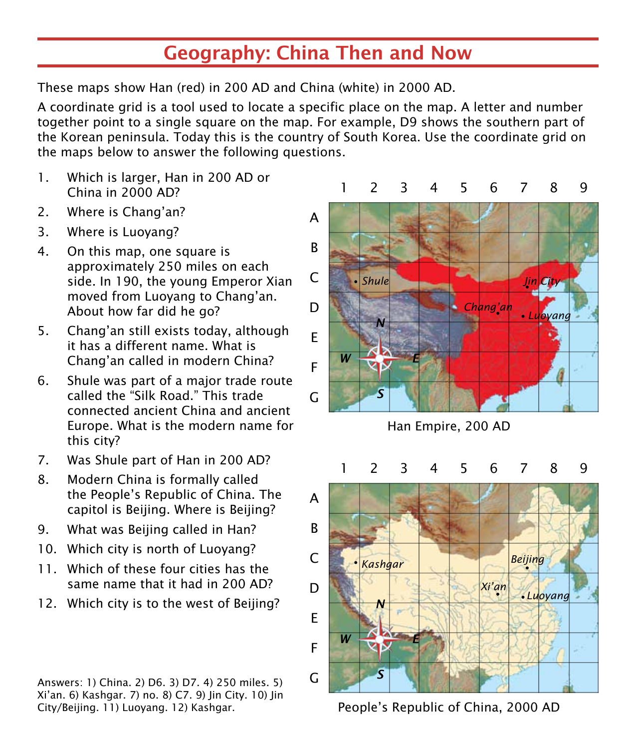# Geography: China Then and Now

These maps show Han (red) in 200 AD and China (white) in 2000 AD.

A coordinate grid is a tool used to locate a specific place on the map. A letter and number together point to a single square on the map. For example, D9 shows the southern part of the Korean peninsula. Today this is the country of South Korea. Use the coordinate grid on the maps below to answer the following questions.

1. Which is larger, Han in 200 AD or China in 2000 AD?
2. Where is Chang'an?
3. Where is Luoyang?
4. On this map, one square is approximately 250 miles on each side. In 190, the young Emperor Xian moved from Luoyang to Chang'an. About how far did he go?
5. Chang'an still exists today, although it has a different name. What is Chang'an called in modern China?
6. Shule was part of a major trade route called the "Silk Road." This trade connected ancient China and ancient Europe. What is the modern name for this city?
7. Was Shule part of Han in 200 AD?
8. Modern China is formally called the People's Republic of China. The capitol is Beijing. Where is Beijing?
9. What was Beijing called in Han?
10. Which city is north of Luoyang?
11. Which of these four cities has the same name that it had in 200 AD?
12. Which city is to the west of Beijing?

1 2 3 4 5 6 7 8 9

A B C D E F G

Shule

Jin City

Chang'an

Luoyang

N W E S

Han Empire, 200 AD

1 2 3 4 5 6 7 8 9

A B C D E F G

Kashgar

Beijing

Xi'an

Luoyang

N W E S

People's Republic of China, 2000 AD

Answers: 1) China. 2) D6. 3) D7. 4) 250 miles. 5) Xi'an. 6) Kashgar. 7) no. 8) C7. 9) Jin City. 10) Jin City/Beijing. 11) Luoyang. 12) Kashgar.